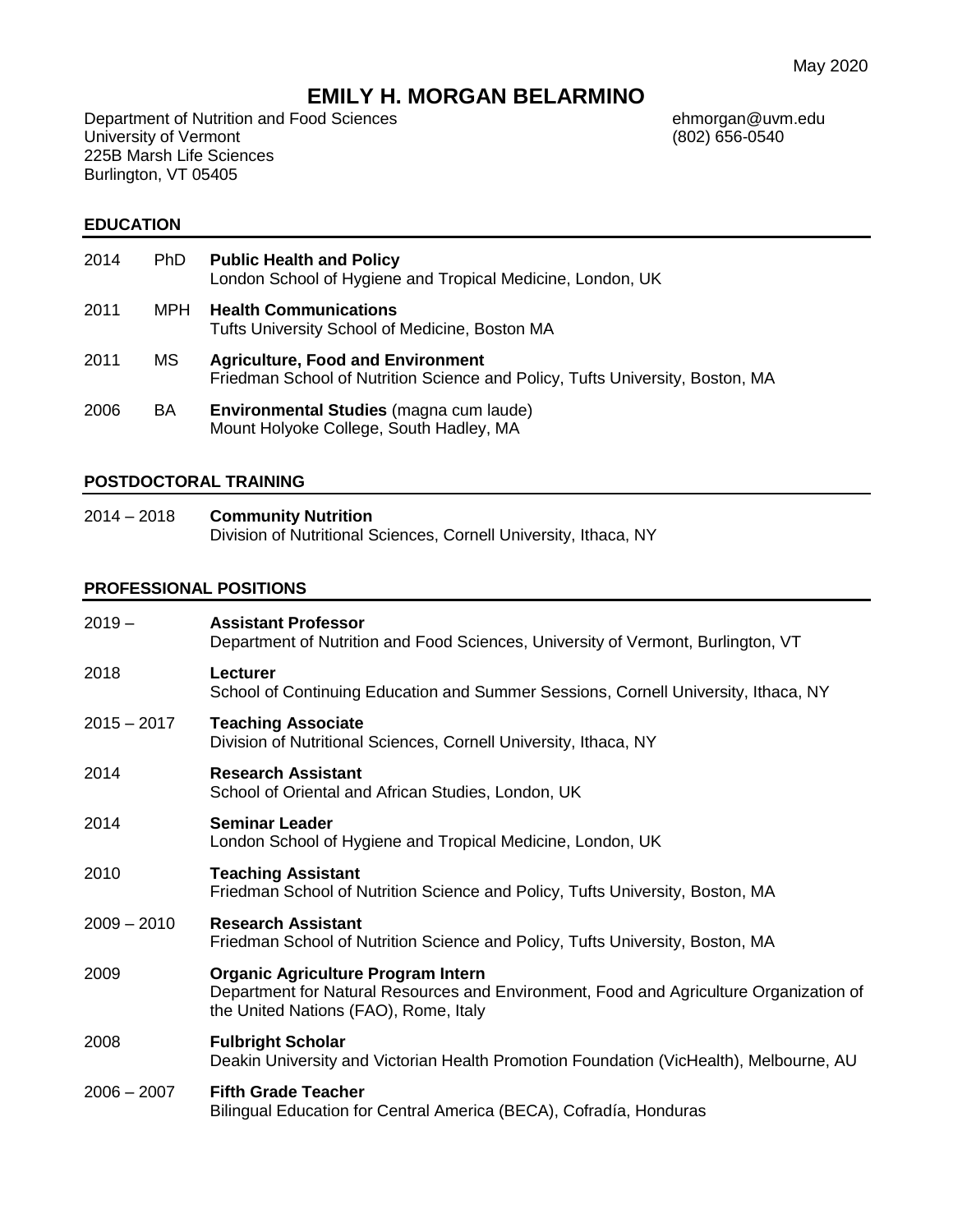May 2020

# EMILY H. MORGAN BELARMINO

Department of Nutrition and Food Sciences
University of Vermont
225B Marsh Life Sciences
Burlington, VT 05405

ehmorgan@uvm.edu
(802) 656-0540

## EDUCATION

2014 PhD **Public Health and Policy**
London School of Hygiene and Tropical Medicine, London, UK

2011 MPH **Health Communications**
Tufts University School of Medicine, Boston MA

2011 MS **Agriculture, Food and Environment**
Friedman School of Nutrition Science and Policy, Tufts University, Boston, MA

2006 BA **Environmental Studies** (magna cum laude)
Mount Holyoke College, South Hadley, MA

## POSTDOCTORAL TRAINING

2014 – 2018 **Community Nutrition**
Division of Nutritional Sciences, Cornell University, Ithaca, NY

## PROFESSIONAL POSITIONS

2019 – **Assistant Professor**
Department of Nutrition and Food Sciences, University of Vermont, Burlington, VT

2018 **Lecturer**
School of Continuing Education and Summer Sessions, Cornell University, Ithaca, NY

2015 – 2017 **Teaching Associate**
Division of Nutritional Sciences, Cornell University, Ithaca, NY

2014 **Research Assistant**
School of Oriental and African Studies, London, UK

2014 **Seminar Leader**
London School of Hygiene and Tropical Medicine, London, UK

2010 **Teaching Assistant**
Friedman School of Nutrition Science and Policy, Tufts University, Boston, MA

2009 – 2010 **Research Assistant**
Friedman School of Nutrition Science and Policy, Tufts University, Boston, MA

2009 **Organic Agriculture Program Intern**
Department for Natural Resources and Environment, Food and Agriculture Organization of the United Nations (FAO), Rome, Italy

2008 **Fulbright Scholar**
Deakin University and Victorian Health Promotion Foundation (VicHealth), Melbourne, AU

2006 – 2007 **Fifth Grade Teacher**
Bilingual Education for Central America (BECA), Cofradía, Honduras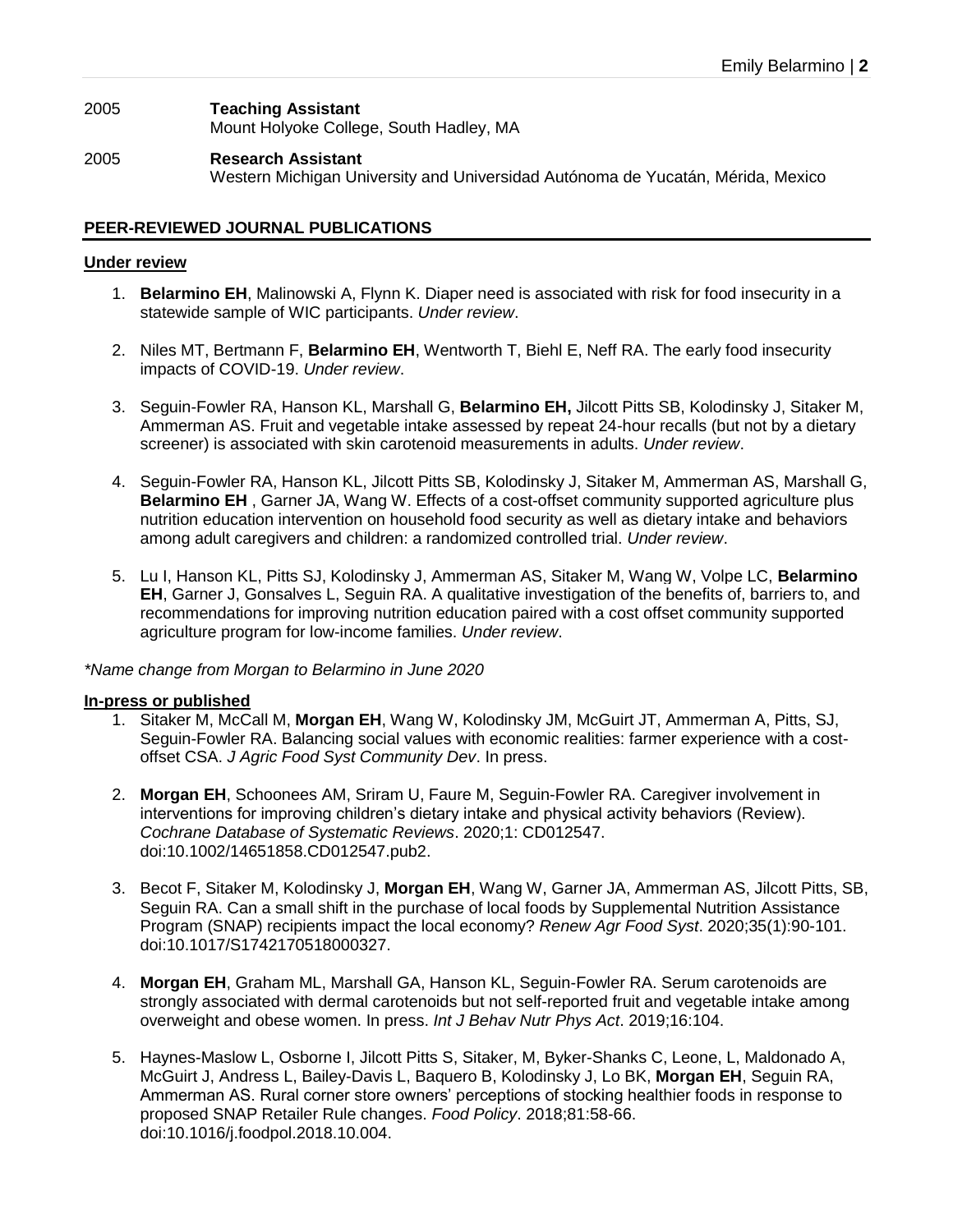2005 **Teaching Assistant**
Mount Holyoke College, South Hadley, MA

2005 **Research Assistant**
Western Michigan University and Universidad Autónoma de Yucatán, Mérida, Mexico

## PEER-REVIEWED JOURNAL PUBLICATIONS

### Under review

1. **Belarmino EH**, Malinowski A, Flynn K. Diaper need is associated with risk for food insecurity in a statewide sample of WIC participants. *Under review*.

2. Niles MT, Bertmann F, **Belarmino EH**, Wentworth T, Biehl E, Neff RA. The early food insecurity impacts of COVID-19. *Under review*.

3. Seguin-Fowler RA, Hanson KL, Marshall G, **Belarmino EH,** Jilcott Pitts SB, Kolodinsky J, Sitaker M, Ammerman AS. Fruit and vegetable intake assessed by repeat 24-hour recalls (but not by a dietary screener) is associated with skin carotenoid measurements in adults. *Under review*.

4. Seguin-Fowler RA, Hanson KL, Jilcott Pitts SB, Kolodinsky J, Sitaker M, Ammerman AS, Marshall G, **Belarmino EH** , Garner JA, Wang W. Effects of a cost-offset community supported agriculture plus nutrition education intervention on household food security as well as dietary intake and behaviors among adult caregivers and children: a randomized controlled trial. *Under review*.

5. Lu I, Hanson KL, Pitts SJ, Kolodinsky J, Ammerman AS, Sitaker M, Wang W, Volpe LC, **Belarmino EH**, Garner J, Gonsalves L, Seguin RA. A qualitative investigation of the benefits of, barriers to, and recommendations for improving nutrition education paired with a cost offset community supported agriculture program for low-income families. *Under review*.

*\*Name change from Morgan to Belarmino in June 2020*

### In-press or published

1. Sitaker M, McCall M, **Morgan EH**, Wang W, Kolodinsky JM, McGuirt JT, Ammerman A, Pitts, SJ, Seguin-Fowler RA. Balancing social values with economic realities: farmer experience with a cost-offset CSA. *J Agric Food Syst Community Dev*. In press.

2. **Morgan EH**, Schoonees AM, Sriram U, Faure M, Seguin-Fowler RA. Caregiver involvement in interventions for improving children's dietary intake and physical activity behaviors (Review). *Cochrane Database of Systematic Reviews*. 2020;1: CD012547. doi:10.1002/14651858.CD012547.pub2.

3. Becot F, Sitaker M, Kolodinsky J, **Morgan EH**, Wang W, Garner JA, Ammerman AS, Jilcott Pitts, SB, Seguin RA. Can a small shift in the purchase of local foods by Supplemental Nutrition Assistance Program (SNAP) recipients impact the local economy? *Renew Agr Food Syst*. 2020;35(1):90-101. doi:10.1017/S1742170518000327.

4. **Morgan EH**, Graham ML, Marshall GA, Hanson KL, Seguin-Fowler RA. Serum carotenoids are strongly associated with dermal carotenoids but not self-reported fruit and vegetable intake among overweight and obese women. In press. *Int J Behav Nutr Phys Act*. 2019;16:104.

5. Haynes-Maslow L, Osborne I, Jilcott Pitts S, Sitaker, M, Byker-Shanks C, Leone, L, Maldonado A, McGuirt J, Andress L, Bailey-Davis L, Baquero B, Kolodinsky J, Lo BK, **Morgan EH**, Seguin RA, Ammerman AS. Rural corner store owners' perceptions of stocking healthier foods in response to proposed SNAP Retailer Rule changes. *Food Policy*. 2018;81:58-66. doi:10.1016/j.foodpol.2018.10.004.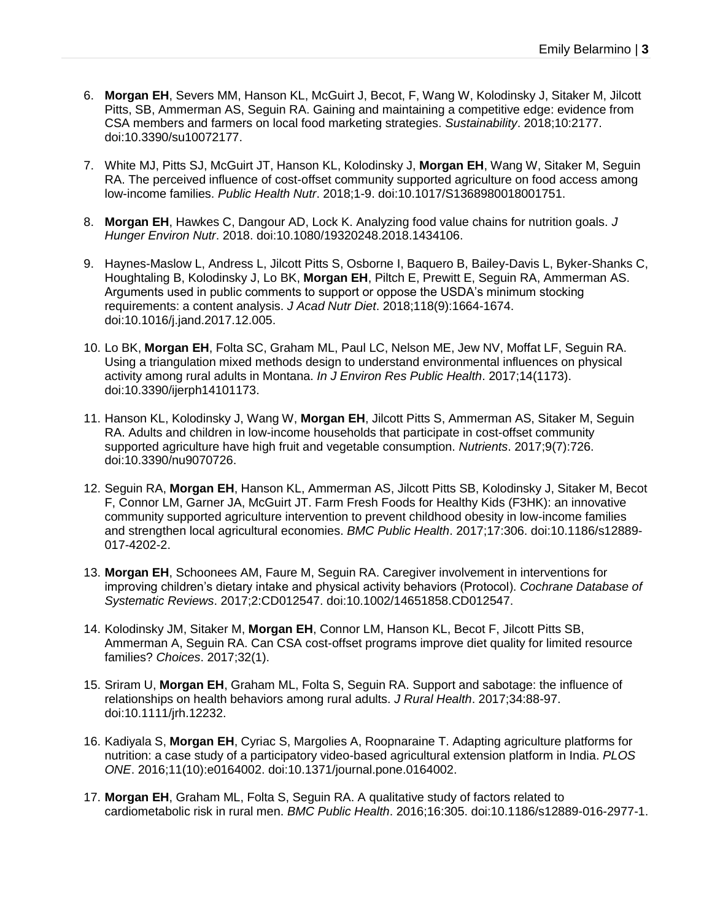6. **Morgan EH**, Severs MM, Hanson KL, McGuirt J, Becot, F, Wang W, Kolodinsky J, Sitaker M, Jilcott Pitts, SB, Ammerman AS, Seguin RA. Gaining and maintaining a competitive edge: evidence from CSA members and farmers on local food marketing strategies. *Sustainability*. 2018;10:2177. doi:10.3390/su10072177.

7. White MJ, Pitts SJ, McGuirt JT, Hanson KL, Kolodinsky J, **Morgan EH**, Wang W, Sitaker M, Seguin RA. The perceived influence of cost-offset community supported agriculture on food access among low-income families. *Public Health Nutr*. 2018;1-9. doi:10.1017/S1368980018001751.

8. **Morgan EH**, Hawkes C, Dangour AD, Lock K. Analyzing food value chains for nutrition goals. *J Hunger Environ Nutr*. 2018. doi:10.1080/19320248.2018.1434106.

9. Haynes-Maslow L, Andress L, Jilcott Pitts S, Osborne I, Baquero B, Bailey-Davis L, Byker-Shanks C, Houghtaling B, Kolodinsky J, Lo BK, **Morgan EH**, Piltch E, Prewitt E, Seguin RA, Ammerman AS. Arguments used in public comments to support or oppose the USDA's minimum stocking requirements: a content analysis. *J Acad Nutr Diet*. 2018;118(9):1664-1674. doi:10.1016/j.jand.2017.12.005.

10. Lo BK, **Morgan EH**, Folta SC, Graham ML, Paul LC, Nelson ME, Jew NV, Moffat LF, Seguin RA. Using a triangulation mixed methods design to understand environmental influences on physical activity among rural adults in Montana. *In J Environ Res Public Health*. 2017;14(1173). doi:10.3390/ijerph14101173.

11. Hanson KL, Kolodinsky J, Wang W, **Morgan EH**, Jilcott Pitts S, Ammerman AS, Sitaker M, Seguin RA. Adults and children in low-income households that participate in cost-offset community supported agriculture have high fruit and vegetable consumption. *Nutrients*. 2017;9(7):726. doi:10.3390/nu9070726.

12. Seguin RA, **Morgan EH**, Hanson KL, Ammerman AS, Jilcott Pitts SB, Kolodinsky J, Sitaker M, Becot F, Connor LM, Garner JA, McGuirt JT. Farm Fresh Foods for Healthy Kids (F3HK): an innovative community supported agriculture intervention to prevent childhood obesity in low-income families and strengthen local agricultural economies. *BMC Public Health*. 2017;17:306. doi:10.1186/s12889-017-4202-2.

13. **Morgan EH**, Schoonees AM, Faure M, Seguin RA. Caregiver involvement in interventions for improving children's dietary intake and physical activity behaviors (Protocol). *Cochrane Database of Systematic Reviews*. 2017;2:CD012547. doi:10.1002/14651858.CD012547.

14. Kolodinsky JM, Sitaker M, **Morgan EH**, Connor LM, Hanson KL, Becot F, Jilcott Pitts SB, Ammerman A, Seguin RA. Can CSA cost-offset programs improve diet quality for limited resource families? *Choices*. 2017;32(1).

15. Sriram U, **Morgan EH**, Graham ML, Folta S, Seguin RA. Support and sabotage: the influence of relationships on health behaviors among rural adults. *J Rural Health*. 2017;34:88-97. doi:10.1111/jrh.12232.

16. Kadiyala S, **Morgan EH**, Cyriac S, Margolies A, Roopnaraine T. Adapting agriculture platforms for nutrition: a case study of a participatory video-based agricultural extension platform in India. *PLOS ONE*. 2016;11(10):e0164002. doi:10.1371/journal.pone.0164002.

17. **Morgan EH**, Graham ML, Folta S, Seguin RA. A qualitative study of factors related to cardiometabolic risk in rural men. *BMC Public Health*. 2016;16:305. doi:10.1186/s12889-016-2977-1.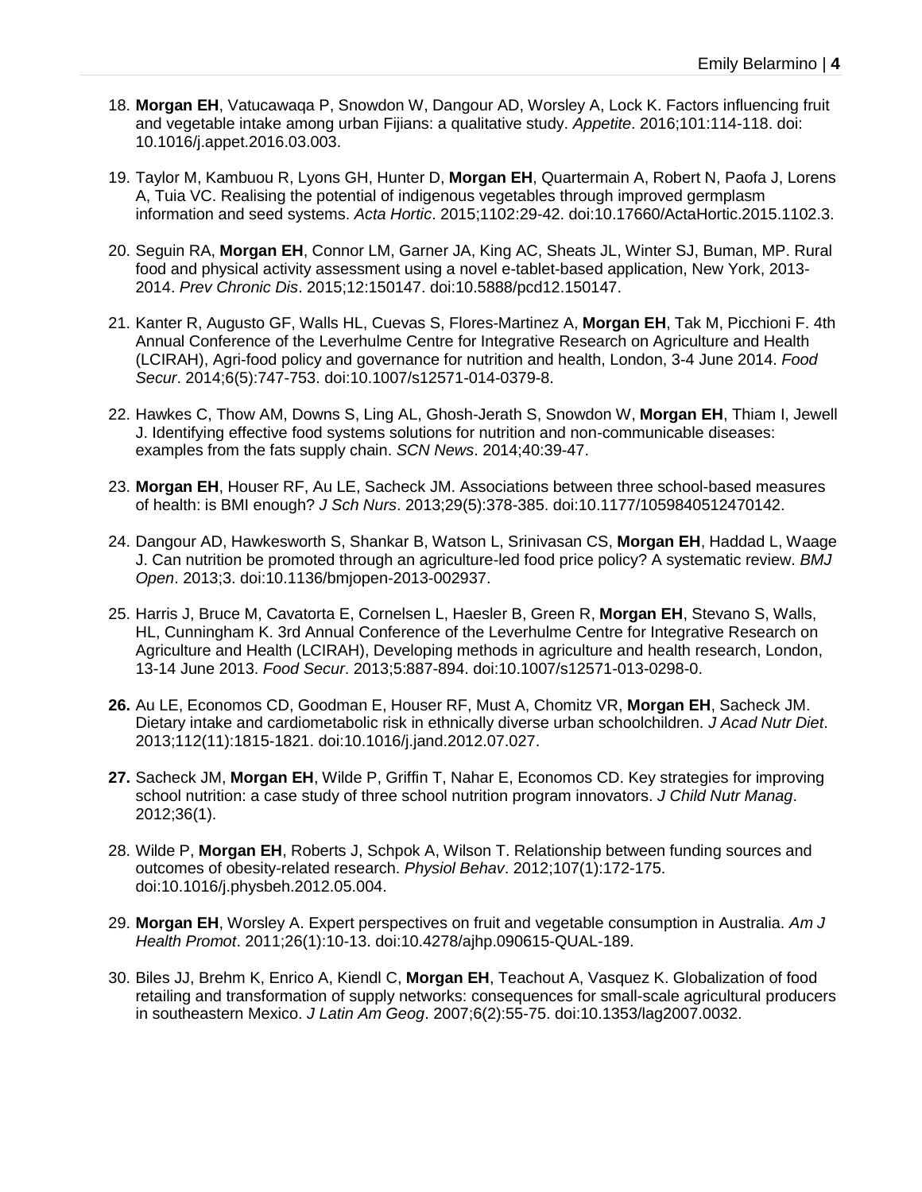18. **Morgan EH**, Vatucawaqa P, Snowdon W, Dangour AD, Worsley A, Lock K. Factors influencing fruit and vegetable intake among urban Fijians: a qualitative study. *Appetite*. 2016;101:114-118. doi: 10.1016/j.appet.2016.03.003.

19. Taylor M, Kambuou R, Lyons GH, Hunter D, **Morgan EH**, Quartermain A, Robert N, Paofa J, Lorens A, Tuia VC. Realising the potential of indigenous vegetables through improved germplasm information and seed systems. *Acta Hortic*. 2015;1102:29-42. doi:10.17660/ActaHortic.2015.1102.3.

20. Seguin RA, **Morgan EH**, Connor LM, Garner JA, King AC, Sheats JL, Winter SJ, Buman, MP. Rural food and physical activity assessment using a novel e-tablet-based application, New York, 2013-2014. *Prev Chronic Dis*. 2015;12:150147. doi:10.5888/pcd12.150147.

21. Kanter R, Augusto GF, Walls HL, Cuevas S, Flores-Martinez A, **Morgan EH**, Tak M, Picchioni F. 4th Annual Conference of the Leverhulme Centre for Integrative Research on Agriculture and Health (LCIRAH), Agri-food policy and governance for nutrition and health, London, 3-4 June 2014. *Food Secur*. 2014;6(5):747-753. doi:10.1007/s12571-014-0379-8.

22. Hawkes C, Thow AM, Downs S, Ling AL, Ghosh-Jerath S, Snowdon W, **Morgan EH**, Thiam I, Jewell J. Identifying effective food systems solutions for nutrition and non-communicable diseases: examples from the fats supply chain. *SCN News*. 2014;40:39-47.

23. **Morgan EH**, Houser RF, Au LE, Sacheck JM. Associations between three school-based measures of health: is BMI enough? *J Sch Nurs*. 2013;29(5):378-385. doi:10.1177/1059840512470142.

24. Dangour AD, Hawkesworth S, Shankar B, Watson L, Srinivasan CS, **Morgan EH**, Haddad L, Waage J. Can nutrition be promoted through an agriculture-led food price policy? A systematic review. *BMJ Open*. 2013;3. doi:10.1136/bmjopen-2013-002937.

25. Harris J, Bruce M, Cavatorta E, Cornelsen L, Haesler B, Green R, **Morgan EH**, Stevano S, Walls, HL, Cunningham K. 3rd Annual Conference of the Leverhulme Centre for Integrative Research on Agriculture and Health (LCIRAH), Developing methods in agriculture and health research, London, 13-14 June 2013. *Food Secur*. 2013;5:887-894. doi:10.1007/s12571-013-0298-0.

26. Au LE, Economos CD, Goodman E, Houser RF, Must A, Chomitz VR, **Morgan EH**, Sacheck JM. Dietary intake and cardiometabolic risk in ethnically diverse urban schoolchildren. *J Acad Nutr Diet*. 2013;112(11):1815-1821. doi:10.1016/j.jand.2012.07.027.

27. Sacheck JM, **Morgan EH**, Wilde P, Griffin T, Nahar E, Economos CD. Key strategies for improving school nutrition: a case study of three school nutrition program innovators. *J Child Nutr Manag*. 2012;36(1).

28. Wilde P, **Morgan EH**, Roberts J, Schpok A, Wilson T. Relationship between funding sources and outcomes of obesity-related research. *Physiol Behav*. 2012;107(1):172-175. doi:10.1016/j.physbeh.2012.05.004.

29. **Morgan EH**, Worsley A. Expert perspectives on fruit and vegetable consumption in Australia. *Am J Health Promot*. 2011;26(1):10-13. doi:10.4278/ajhp.090615-QUAL-189.

30. Biles JJ, Brehm K, Enrico A, Kiendl C, **Morgan EH**, Teachout A, Vasquez K. Globalization of food retailing and transformation of supply networks: consequences for small-scale agricultural producers in southeastern Mexico. *J Latin Am Geog*. 2007;6(2):55-75. doi:10.1353/lag2007.0032.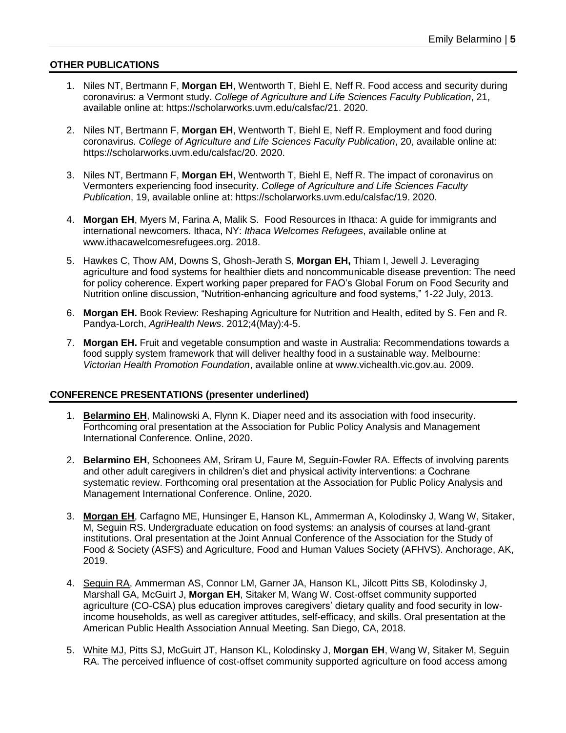## OTHER PUBLICATIONS

1. Niles NT, Bertmann F, **Morgan EH**, Wentworth T, Biehl E, Neff R. Food access and security during coronavirus: a Vermont study. *College of Agriculture and Life Sciences Faculty Publication*, 21, available online at: https://scholarworks.uvm.edu/calsfac/21. 2020.

2. Niles NT, Bertmann F, **Morgan EH**, Wentworth T, Biehl E, Neff R. Employment and food during coronavirus. *College of Agriculture and Life Sciences Faculty Publication*, 20, available online at: https://scholarworks.uvm.edu/calsfac/20. 2020.

3. Niles NT, Bertmann F, **Morgan EH**, Wentworth T, Biehl E, Neff R. The impact of coronavirus on Vermonters experiencing food insecurity. *College of Agriculture and Life Sciences Faculty Publication*, 19, available online at: https://scholarworks.uvm.edu/calsfac/19. 2020.

4. **Morgan EH**, Myers M, Farina A, Malik S. Food Resources in Ithaca: A guide for immigrants and international newcomers. Ithaca, NY: *Ithaca Welcomes Refugees*, available online at www.ithacawelcomesrefugees.org. 2018.

5. Hawkes C, Thow AM, Downs S, Ghosh-Jerath S, **Morgan EH,** Thiam I, Jewell J. Leveraging agriculture and food systems for healthier diets and noncommunicable disease prevention: The need for policy coherence. Expert working paper prepared for FAO's Global Forum on Food Security and Nutrition online discussion, "Nutrition-enhancing agriculture and food systems," 1-22 July, 2013.

6. **Morgan EH.** Book Review: Reshaping Agriculture for Nutrition and Health, edited by S. Fen and R. Pandya-Lorch, *AgriHealth News*. 2012;4(May):4-5.

7. **Morgan EH.** Fruit and vegetable consumption and waste in Australia: Recommendations towards a food supply system framework that will deliver healthy food in a sustainable way. Melbourne: *Victorian Health Promotion Foundation*, available online at www.vichealth.vic.gov.au. 2009.

## CONFERENCE PRESENTATIONS (presenter underlined)

1. <u>**Belarmino EH**</u>, Malinowski A, Flynn K. Diaper need and its association with food insecurity. Forthcoming oral presentation at the Association for Public Policy Analysis and Management International Conference. Online, 2020.

2. **Belarmino EH**, <u>Schoonees AM</u>, Sriram U, Faure M, Seguin-Fowler RA. Effects of involving parents and other adult caregivers in children's diet and physical activity interventions: a Cochrane systematic review. Forthcoming oral presentation at the Association for Public Policy Analysis and Management International Conference. Online, 2020.

3. <u>**Morgan EH**</u>, Carfagno ME, Hunsinger E, Hanson KL, Ammerman A, Kolodinsky J, Wang W, Sitaker, M, Seguin RS. Undergraduate education on food systems: an analysis of courses at land-grant institutions. Oral presentation at the Joint Annual Conference of the Association for the Study of Food & Society (ASFS) and Agriculture, Food and Human Values Society (AFHVS). Anchorage, AK, 2019.

4. <u>Seguin RA</u>, Ammerman AS, Connor LM, Garner JA, Hanson KL, Jilcott Pitts SB, Kolodinsky J, Marshall GA, McGuirt J, **Morgan EH**, Sitaker M, Wang W. Cost-offset community supported agriculture (CO-CSA) plus education improves caregivers' dietary quality and food security in low-income households, as well as caregiver attitudes, self-efficacy, and skills. Oral presentation at the American Public Health Association Annual Meeting. San Diego, CA, 2018.

5. <u>White MJ</u>, Pitts SJ, McGuirt JT, Hanson KL, Kolodinsky J, **Morgan EH**, Wang W, Sitaker M, Seguin RA. The perceived influence of cost-offset community supported agriculture on food access among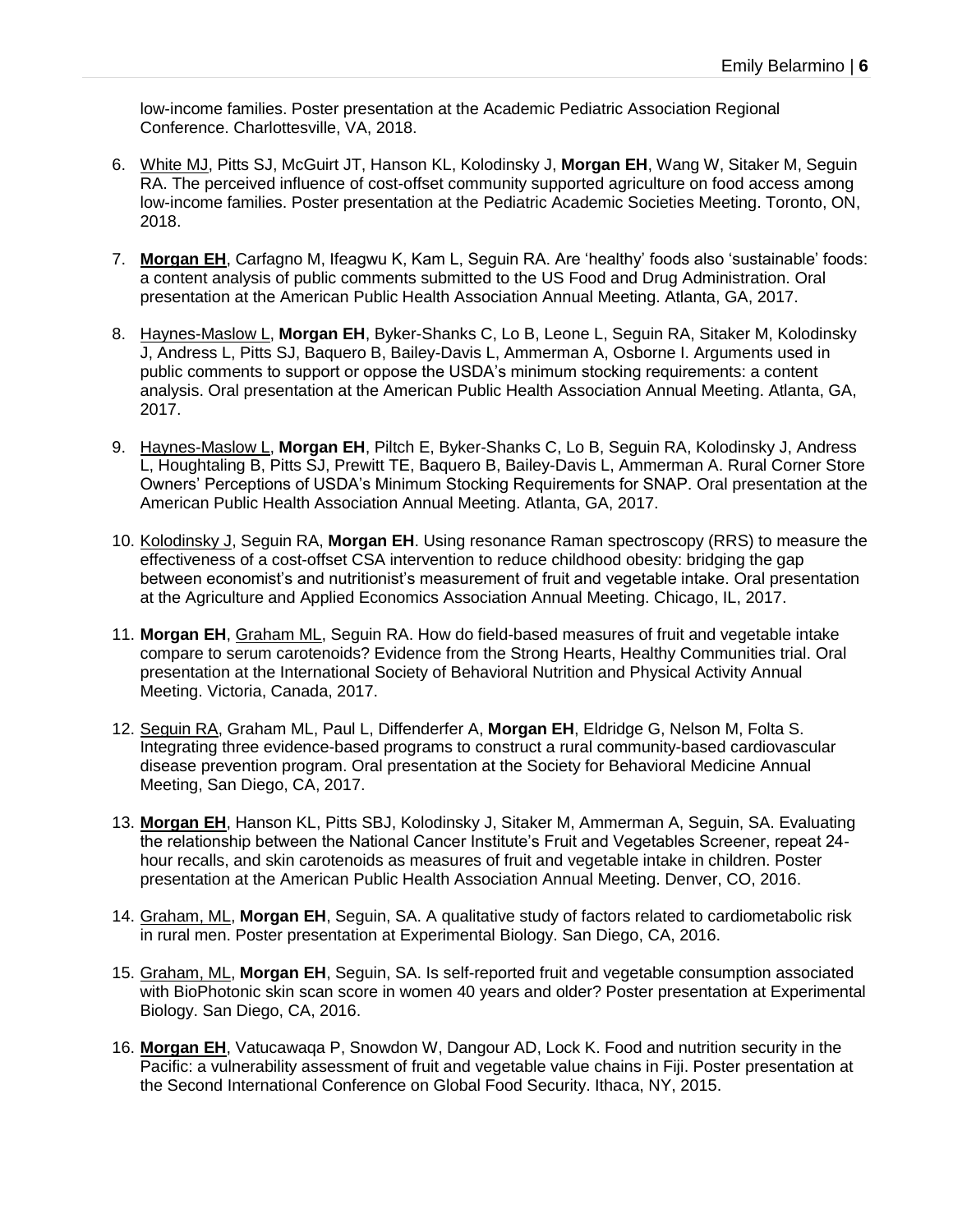low-income families. Poster presentation at the Academic Pediatric Association Regional Conference. Charlottesville, VA, 2018.

6. White MJ, Pitts SJ, McGuirt JT, Hanson KL, Kolodinsky J, **Morgan EH**, Wang W, Sitaker M, Seguin RA. The perceived influence of cost-offset community supported agriculture on food access among low-income families. Poster presentation at the Pediatric Academic Societies Meeting. Toronto, ON, 2018.

7. **Morgan EH**, Carfagno M, Ifeagwu K, Kam L, Seguin RA. Are 'healthy' foods also 'sustainable' foods: a content analysis of public comments submitted to the US Food and Drug Administration. Oral presentation at the American Public Health Association Annual Meeting. Atlanta, GA, 2017.

8. Haynes-Maslow L, **Morgan EH**, Byker-Shanks C, Lo B, Leone L, Seguin RA, Sitaker M, Kolodinsky J, Andress L, Pitts SJ, Baquero B, Bailey-Davis L, Ammerman A, Osborne I. Arguments used in public comments to support or oppose the USDA's minimum stocking requirements: a content analysis. Oral presentation at the American Public Health Association Annual Meeting. Atlanta, GA, 2017.

9. Haynes-Maslow L, **Morgan EH**, Piltch E, Byker-Shanks C, Lo B, Seguin RA, Kolodinsky J, Andress L, Houghtaling B, Pitts SJ, Prewitt TE, Baquero B, Bailey-Davis L, Ammerman A. Rural Corner Store Owners' Perceptions of USDA's Minimum Stocking Requirements for SNAP. Oral presentation at the American Public Health Association Annual Meeting. Atlanta, GA, 2017.

10. Kolodinsky J, Seguin RA, **Morgan EH**. Using resonance Raman spectroscopy (RRS) to measure the effectiveness of a cost-offset CSA intervention to reduce childhood obesity: bridging the gap between economist's and nutritionist's measurement of fruit and vegetable intake. Oral presentation at the Agriculture and Applied Economics Association Annual Meeting. Chicago, IL, 2017.

11. **Morgan EH**, Graham ML, Seguin RA. How do field-based measures of fruit and vegetable intake compare to serum carotenoids? Evidence from the Strong Hearts, Healthy Communities trial. Oral presentation at the International Society of Behavioral Nutrition and Physical Activity Annual Meeting. Victoria, Canada, 2017.

12. Seguin RA, Graham ML, Paul L, Diffenderfer A, **Morgan EH**, Eldridge G, Nelson M, Folta S. Integrating three evidence-based programs to construct a rural community-based cardiovascular disease prevention program. Oral presentation at the Society for Behavioral Medicine Annual Meeting, San Diego, CA, 2017.

13. **Morgan EH**, Hanson KL, Pitts SBJ, Kolodinsky J, Sitaker M, Ammerman A, Seguin, SA. Evaluating the relationship between the National Cancer Institute's Fruit and Vegetables Screener, repeat 24-hour recalls, and skin carotenoids as measures of fruit and vegetable intake in children. Poster presentation at the American Public Health Association Annual Meeting. Denver, CO, 2016.

14. Graham, ML, **Morgan EH**, Seguin, SA. A qualitative study of factors related to cardiometabolic risk in rural men. Poster presentation at Experimental Biology. San Diego, CA, 2016.

15. Graham, ML, **Morgan EH**, Seguin, SA. Is self-reported fruit and vegetable consumption associated with BioPhotonic skin scan score in women 40 years and older? Poster presentation at Experimental Biology. San Diego, CA, 2016.

16. **Morgan EH**, Vatucawaqa P, Snowdon W, Dangour AD, Lock K. Food and nutrition security in the Pacific: a vulnerability assessment of fruit and vegetable value chains in Fiji. Poster presentation at the Second International Conference on Global Food Security. Ithaca, NY, 2015.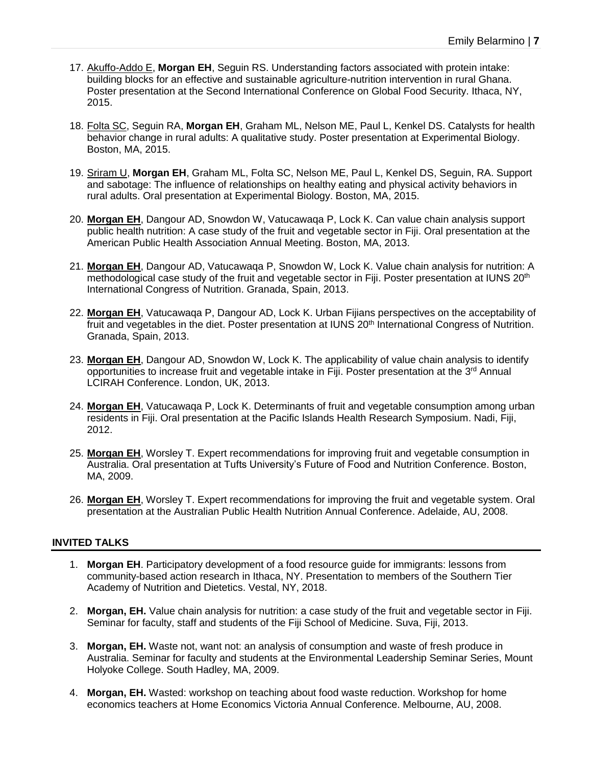17. Akuffo-Addo E, **Morgan EH**, Seguin RS. Understanding factors associated with protein intake: building blocks for an effective and sustainable agriculture-nutrition intervention in rural Ghana. Poster presentation at the Second International Conference on Global Food Security. Ithaca, NY, 2015.

18. Folta SC, Seguin RA, **Morgan EH**, Graham ML, Nelson ME, Paul L, Kenkel DS. Catalysts for health behavior change in rural adults: A qualitative study. Poster presentation at Experimental Biology. Boston, MA, 2015.

19. Sriram U, **Morgan EH**, Graham ML, Folta SC, Nelson ME, Paul L, Kenkel DS, Seguin, RA. Support and sabotage: The influence of relationships on healthy eating and physical activity behaviors in rural adults. Oral presentation at Experimental Biology. Boston, MA, 2015.

20. **Morgan EH**, Dangour AD, Snowdon W, Vatucawaqa P, Lock K. Can value chain analysis support public health nutrition: A case study of the fruit and vegetable sector in Fiji. Oral presentation at the American Public Health Association Annual Meeting. Boston, MA, 2013.

21. **Morgan EH**, Dangour AD, Vatucawaqa P, Snowdon W, Lock K. Value chain analysis for nutrition: A methodological case study of the fruit and vegetable sector in Fiji. Poster presentation at IUNS 20th International Congress of Nutrition. Granada, Spain, 2013.

22. **Morgan EH**, Vatucawaqa P, Dangour AD, Lock K. Urban Fijians perspectives on the acceptability of fruit and vegetables in the diet. Poster presentation at IUNS 20th International Congress of Nutrition. Granada, Spain, 2013.

23. **Morgan EH**, Dangour AD, Snowdon W, Lock K. The applicability of value chain analysis to identify opportunities to increase fruit and vegetable intake in Fiji. Poster presentation at the 3rd Annual LCIRAH Conference. London, UK, 2013.

24. **Morgan EH**, Vatucawaqa P, Lock K. Determinants of fruit and vegetable consumption among urban residents in Fiji. Oral presentation at the Pacific Islands Health Research Symposium. Nadi, Fiji, 2012.

25. **Morgan EH**, Worsley T. Expert recommendations for improving fruit and vegetable consumption in Australia. Oral presentation at Tufts University's Future of Food and Nutrition Conference. Boston, MA, 2009.

26. **Morgan EH**, Worsley T. Expert recommendations for improving the fruit and vegetable system. Oral presentation at the Australian Public Health Nutrition Annual Conference. Adelaide, AU, 2008.

## INVITED TALKS

1. **Morgan EH**. Participatory development of a food resource guide for immigrants: lessons from community-based action research in Ithaca, NY. Presentation to members of the Southern Tier Academy of Nutrition and Dietetics. Vestal, NY, 2018.

2. **Morgan, EH.** Value chain analysis for nutrition: a case study of the fruit and vegetable sector in Fiji. Seminar for faculty, staff and students of the Fiji School of Medicine. Suva, Fiji, 2013.

3. **Morgan, EH.** Waste not, want not: an analysis of consumption and waste of fresh produce in Australia. Seminar for faculty and students at the Environmental Leadership Seminar Series, Mount Holyoke College. South Hadley, MA, 2009.

4. **Morgan, EH.** Wasted: workshop on teaching about food waste reduction. Workshop for home economics teachers at Home Economics Victoria Annual Conference. Melbourne, AU, 2008.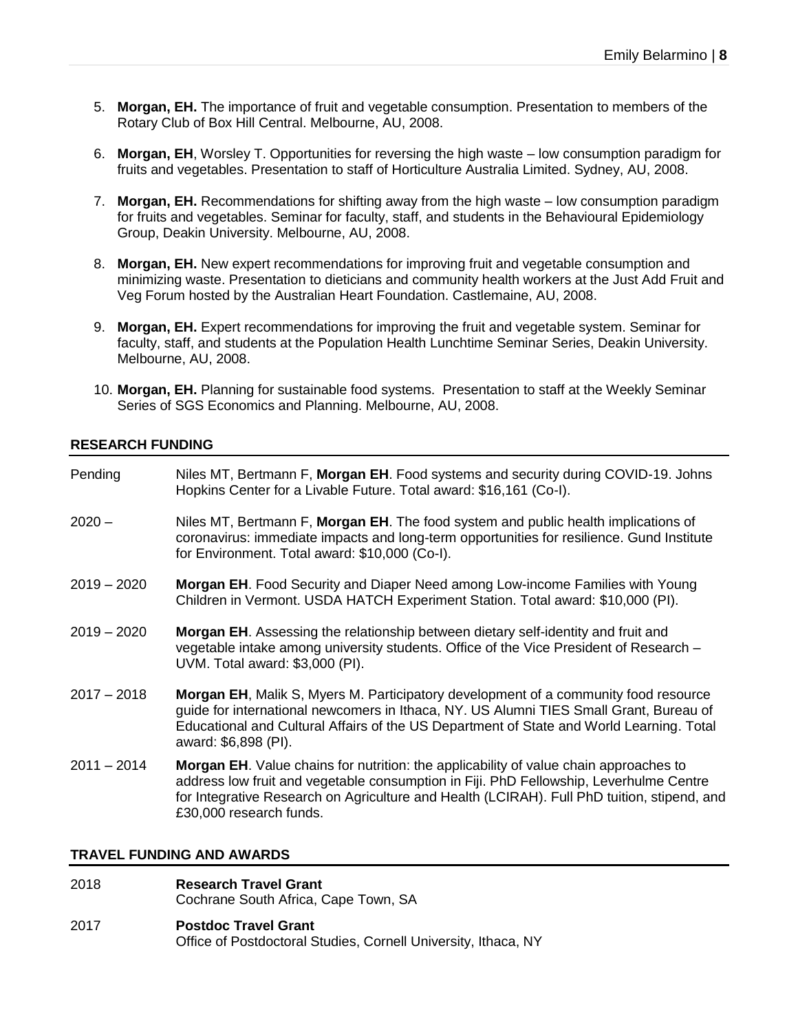5. **Morgan, EH.** The importance of fruit and vegetable consumption. Presentation to members of the Rotary Club of Box Hill Central. Melbourne, AU, 2008.

6. **Morgan, EH**, Worsley T. Opportunities for reversing the high waste – low consumption paradigm for fruits and vegetables. Presentation to staff of Horticulture Australia Limited. Sydney, AU, 2008.

7. **Morgan, EH.** Recommendations for shifting away from the high waste – low consumption paradigm for fruits and vegetables. Seminar for faculty, staff, and students in the Behavioural Epidemiology Group, Deakin University. Melbourne, AU, 2008.

8. **Morgan, EH.** New expert recommendations for improving fruit and vegetable consumption and minimizing waste. Presentation to dieticians and community health workers at the Just Add Fruit and Veg Forum hosted by the Australian Heart Foundation. Castlemaine, AU, 2008.

9. **Morgan, EH.** Expert recommendations for improving the fruit and vegetable system. Seminar for faculty, staff, and students at the Population Health Lunchtime Seminar Series, Deakin University. Melbourne, AU, 2008.

10. **Morgan, EH.** Planning for sustainable food systems. Presentation to staff at the Weekly Seminar Series of SGS Economics and Planning. Melbourne, AU, 2008.

## RESEARCH FUNDING

Pending — Niles MT, Bertmann F, **Morgan EH**. Food systems and security during COVID-19. Johns Hopkins Center for a Livable Future. Total award: $16,161 (Co-I).

2020 – — Niles MT, Bertmann F, **Morgan EH**. The food system and public health implications of coronavirus: immediate impacts and long-term opportunities for resilience. Gund Institute for Environment. Total award: $10,000 (Co-I).

2019 – 2020 — **Morgan EH**. Food Security and Diaper Need among Low-income Families with Young Children in Vermont. USDA HATCH Experiment Station. Total award: $10,000 (PI).

2019 – 2020 — **Morgan EH**. Assessing the relationship between dietary self-identity and fruit and vegetable intake among university students. Office of the Vice President of Research – UVM. Total award: $3,000 (PI).

2017 – 2018 — **Morgan EH**, Malik S, Myers M. Participatory development of a community food resource guide for international newcomers in Ithaca, NY. US Alumni TIES Small Grant, Bureau of Educational and Cultural Affairs of the US Department of State and World Learning. Total award: $6,898 (PI).

2011 – 2014 — **Morgan EH**. Value chains for nutrition: the applicability of value chain approaches to address low fruit and vegetable consumption in Fiji. PhD Fellowship, Leverhulme Centre for Integrative Research on Agriculture and Health (LCIRAH). Full PhD tuition, stipend, and £30,000 research funds.

## TRAVEL FUNDING AND AWARDS

2018 — **Research Travel Grant**
Cochrane South Africa, Cape Town, SA

2017 — **Postdoc Travel Grant**
Office of Postdoctoral Studies, Cornell University, Ithaca, NY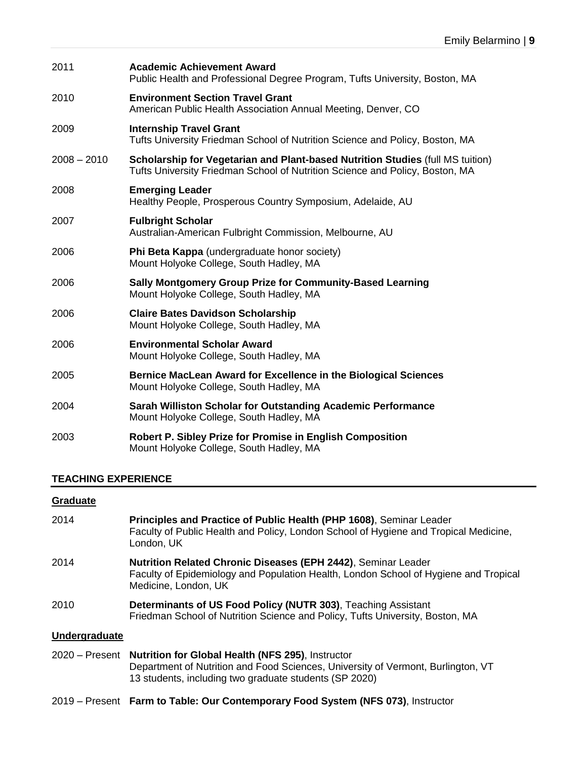2011 **Academic Achievement Award**
Public Health and Professional Degree Program, Tufts University, Boston, MA

2010 **Environment Section Travel Grant**
American Public Health Association Annual Meeting, Denver, CO

2009 **Internship Travel Grant**
Tufts University Friedman School of Nutrition Science and Policy, Boston, MA

2008 – 2010 **Scholarship for Vegetarian and Plant-based Nutrition Studies** (full MS tuition)
Tufts University Friedman School of Nutrition Science and Policy, Boston, MA

2008 **Emerging Leader**
Healthy People, Prosperous Country Symposium, Adelaide, AU

2007 **Fulbright Scholar**
Australian-American Fulbright Commission, Melbourne, AU

2006 **Phi Beta Kappa** (undergraduate honor society)
Mount Holyoke College, South Hadley, MA

2006 **Sally Montgomery Group Prize for Community-Based Learning**
Mount Holyoke College, South Hadley, MA

2006 **Claire Bates Davidson Scholarship**
Mount Holyoke College, South Hadley, MA

2006 **Environmental Scholar Award**
Mount Holyoke College, South Hadley, MA

2005 **Bernice MacLean Award for Excellence in the Biological Sciences**
Mount Holyoke College, South Hadley, MA

2004 **Sarah Williston Scholar for Outstanding Academic Performance**
Mount Holyoke College, South Hadley, MA

2003 **Robert P. Sibley Prize for Promise in English Composition**
Mount Holyoke College, South Hadley, MA

## TEACHING EXPERIENCE

### Graduate

2014 **Principles and Practice of Public Health (PHP 1608)**, Seminar Leader
Faculty of Public Health and Policy, London School of Hygiene and Tropical Medicine, London, UK

2014 **Nutrition Related Chronic Diseases (EPH 2442)**, Seminar Leader
Faculty of Epidemiology and Population Health, London School of Hygiene and Tropical Medicine, London, UK

2010 **Determinants of US Food Policy (NUTR 303)**, Teaching Assistant
Friedman School of Nutrition Science and Policy, Tufts University, Boston, MA

### Undergraduate

2020 – Present **Nutrition for Global Health (NFS 295)**, Instructor
Department of Nutrition and Food Sciences, University of Vermont, Burlington, VT
13 students, including two graduate students (SP 2020)

2019 – Present **Farm to Table: Our Contemporary Food System (NFS 073)**, Instructor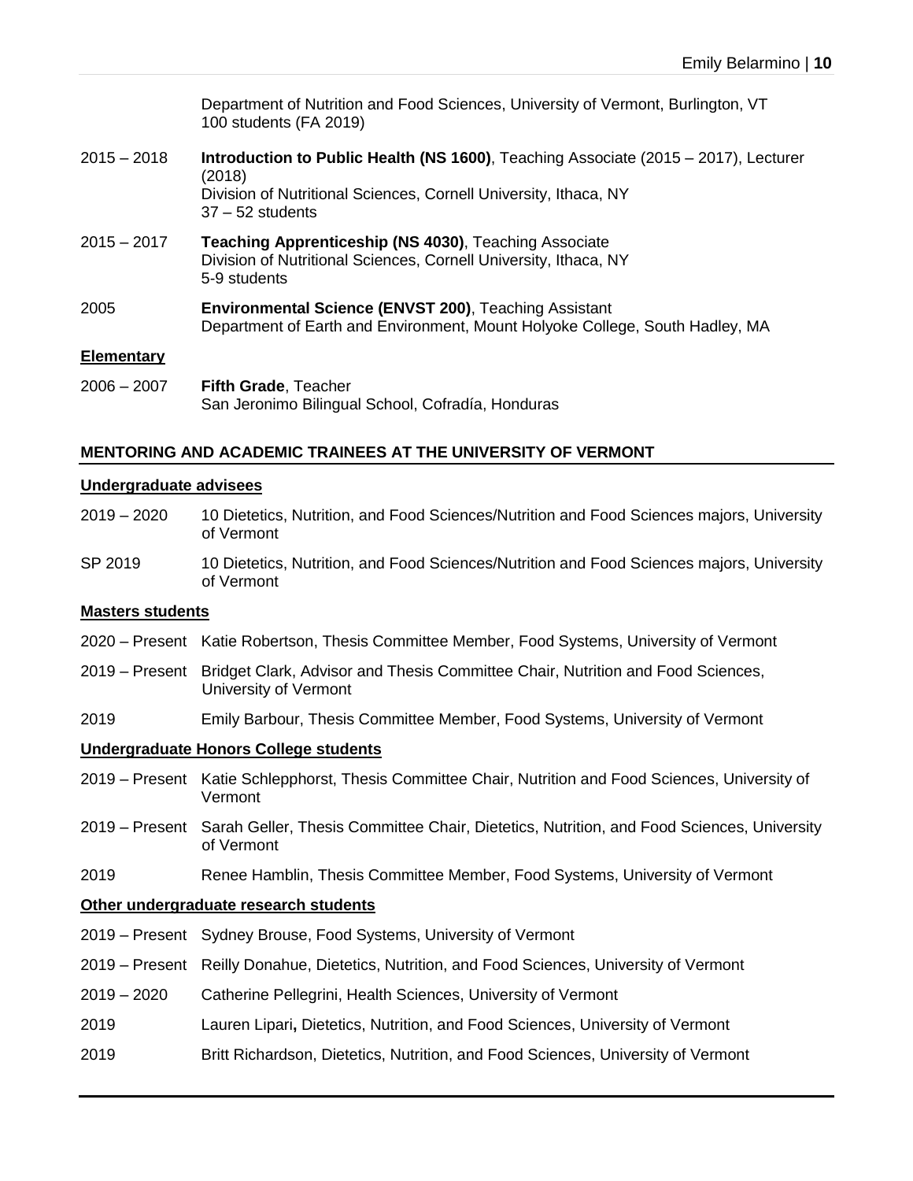Department of Nutrition and Food Sciences, University of Vermont, Burlington, VT
100 students (FA 2019)

2015 – 2018 **Introduction to Public Health (NS 1600)**, Teaching Associate (2015 – 2017), Lecturer (2018)
Division of Nutritional Sciences, Cornell University, Ithaca, NY
37 – 52 students

2015 – 2017 **Teaching Apprenticeship (NS 4030)**, Teaching Associate
Division of Nutritional Sciences, Cornell University, Ithaca, NY
5-9 students

2005 **Environmental Science (ENVST 200)**, Teaching Assistant
Department of Earth and Environment, Mount Holyoke College, South Hadley, MA

**Elementary**

2006 – 2007 **Fifth Grade**, Teacher
San Jeronimo Bilingual School, Cofradía, Honduras

## MENTORING AND ACADEMIC TRAINEES AT THE UNIVERSITY OF VERMONT

**Undergraduate advisees**

2019 – 2020 10 Dietetics, Nutrition, and Food Sciences/Nutrition and Food Sciences majors, University of Vermont

SP 2019 10 Dietetics, Nutrition, and Food Sciences/Nutrition and Food Sciences majors, University of Vermont

**Masters students**

2020 – Present Katie Robertson, Thesis Committee Member, Food Systems, University of Vermont

2019 – Present Bridget Clark, Advisor and Thesis Committee Chair, Nutrition and Food Sciences, University of Vermont

2019 Emily Barbour, Thesis Committee Member, Food Systems, University of Vermont

**Undergraduate Honors College students**

2019 – Present Katie Schlepphorst, Thesis Committee Chair, Nutrition and Food Sciences, University of Vermont

2019 – Present Sarah Geller, Thesis Committee Chair, Dietetics, Nutrition, and Food Sciences, University of Vermont

2019 Renee Hamblin, Thesis Committee Member, Food Systems, University of Vermont

**Other undergraduate research students**

2019 – Present Sydney Brouse, Food Systems, University of Vermont

2019 – Present Reilly Donahue, Dietetics, Nutrition, and Food Sciences, University of Vermont

2019 – 2020 Catherine Pellegrini, Health Sciences, University of Vermont

2019 Lauren Lipari**,** Dietetics, Nutrition, and Food Sciences, University of Vermont

2019 Britt Richardson, Dietetics, Nutrition, and Food Sciences, University of Vermont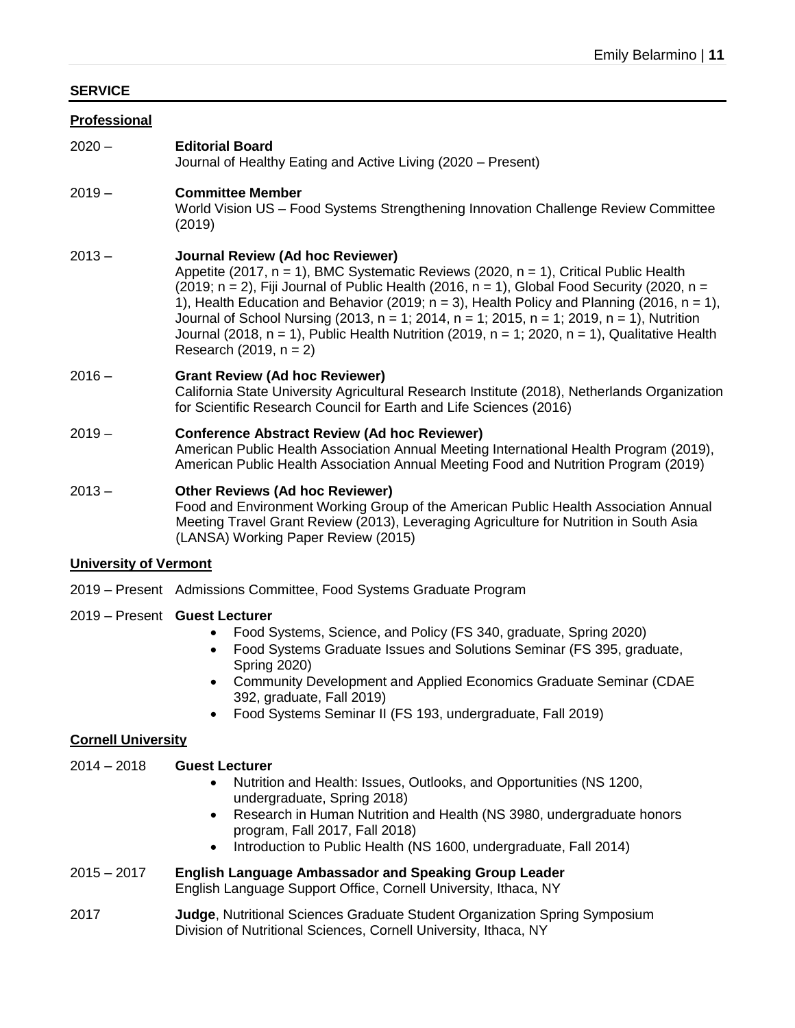## SERVICE

### Professional

2020 – **Editorial Board**
Journal of Healthy Eating and Active Living (2020 – Present)

2019 – **Committee Member**
World Vision US – Food Systems Strengthening Innovation Challenge Review Committee (2019)

2013 – **Journal Review (Ad hoc Reviewer)**
Appetite (2017, n = 1), BMC Systematic Reviews (2020, n = 1), Critical Public Health (2019; n = 2), Fiji Journal of Public Health (2016, n = 1), Global Food Security (2020, n = 1), Health Education and Behavior (2019; n = 3), Health Policy and Planning (2016, n = 1), Journal of School Nursing (2013, n = 1; 2014, n = 1; 2015, n = 1; 2019, n = 1), Nutrition Journal (2018, n = 1), Public Health Nutrition (2019, n = 1; 2020, n = 1), Qualitative Health Research (2019, n = 2)

2016 – **Grant Review (Ad hoc Reviewer)**
California State University Agricultural Research Institute (2018), Netherlands Organization for Scientific Research Council for Earth and Life Sciences (2016)

2019 – **Conference Abstract Review (Ad hoc Reviewer)**
American Public Health Association Annual Meeting International Health Program (2019), American Public Health Association Annual Meeting Food and Nutrition Program (2019)

2013 – **Other Reviews (Ad hoc Reviewer)**
Food and Environment Working Group of the American Public Health Association Annual Meeting Travel Grant Review (2013), Leveraging Agriculture for Nutrition in South Asia (LANSA) Working Paper Review (2015)

### University of Vermont

2019 – Present Admissions Committee, Food Systems Graduate Program

2019 – Present **Guest Lecturer**

- Food Systems, Science, and Policy (FS 340, graduate, Spring 2020)
- Food Systems Graduate Issues and Solutions Seminar (FS 395, graduate, Spring 2020)
- Community Development and Applied Economics Graduate Seminar (CDAE 392, graduate, Fall 2019)
- Food Systems Seminar II (FS 193, undergraduate, Fall 2019)

### Cornell University

2014 – 2018 **Guest Lecturer**

- Nutrition and Health: Issues, Outlooks, and Opportunities (NS 1200, undergraduate, Spring 2018)
- Research in Human Nutrition and Health (NS 3980, undergraduate honors program, Fall 2017, Fall 2018)
- Introduction to Public Health (NS 1600, undergraduate, Fall 2014)

2015 – 2017 **English Language Ambassador and Speaking Group Leader**
English Language Support Office, Cornell University, Ithaca, NY

2017 **Judge**, Nutritional Sciences Graduate Student Organization Spring Symposium
Division of Nutritional Sciences, Cornell University, Ithaca, NY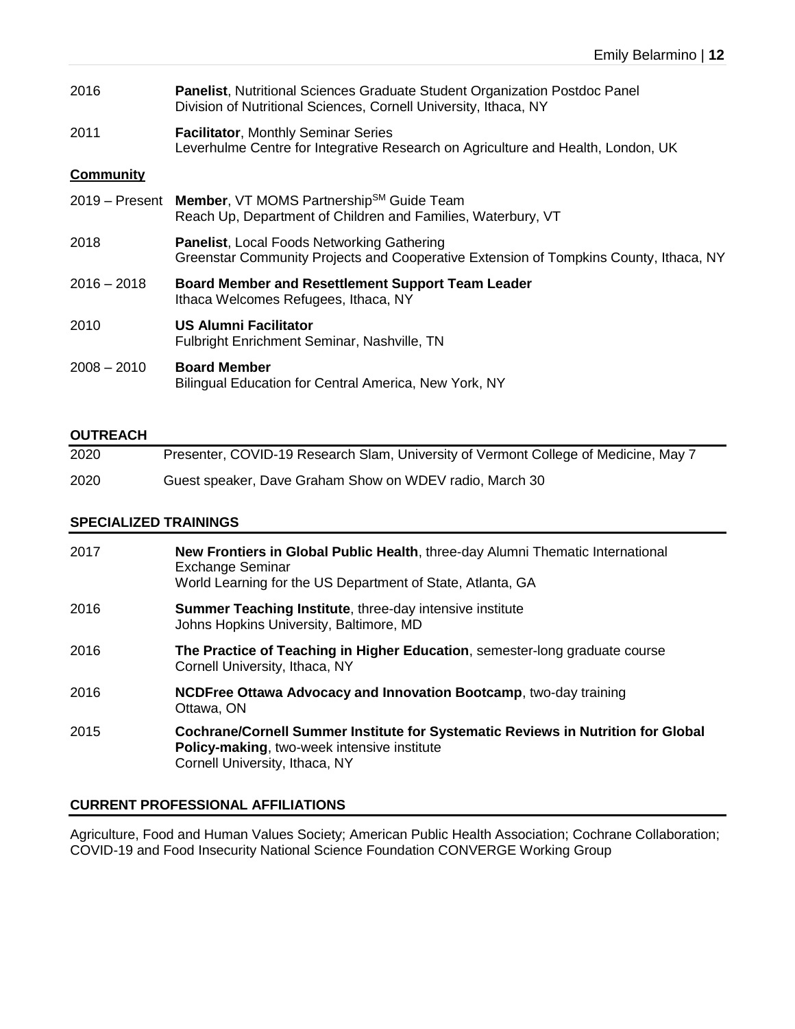2016 **Panelist**, Nutritional Sciences Graduate Student Organization Postdoc Panel
Division of Nutritional Sciences, Cornell University, Ithaca, NY

2011 **Facilitator**, Monthly Seminar Series
Leverhulme Centre for Integrative Research on Agriculture and Health, London, UK

**Community**

2019 – Present **Member**, VT MOMS Partnership[SM] Guide Team
Reach Up, Department of Children and Families, Waterbury, VT

2018 **Panelist**, Local Foods Networking Gathering
Greenstar Community Projects and Cooperative Extension of Tompkins County, Ithaca, NY

2016 – 2018 **Board Member and Resettlement Support Team Leader**
Ithaca Welcomes Refugees, Ithaca, NY

2010 **US Alumni Facilitator**
Fulbright Enrichment Seminar, Nashville, TN

2008 – 2010 **Board Member**
Bilingual Education for Central America, New York, NY

## OUTREACH

2020 Presenter, COVID-19 Research Slam, University of Vermont College of Medicine, May 7

2020 Guest speaker, Dave Graham Show on WDEV radio, March 30

## SPECIALIZED TRAININGS

2017 **New Frontiers in Global Public Health**, three-day Alumni Thematic International Exchange Seminar
World Learning for the US Department of State, Atlanta, GA

2016 **Summer Teaching Institute**, three-day intensive institute
Johns Hopkins University, Baltimore, MD

2016 **The Practice of Teaching in Higher Education**, semester-long graduate course
Cornell University, Ithaca, NY

2016 **NCDFree Ottawa Advocacy and Innovation Bootcamp**, two-day training
Ottawa, ON

2015 **Cochrane/Cornell Summer Institute for Systematic Reviews in Nutrition for Global Policy-making**, two-week intensive institute
Cornell University, Ithaca, NY

## CURRENT PROFESSIONAL AFFILIATIONS

Agriculture, Food and Human Values Society; American Public Health Association; Cochrane Collaboration; COVID-19 and Food Insecurity National Science Foundation CONVERGE Working Group